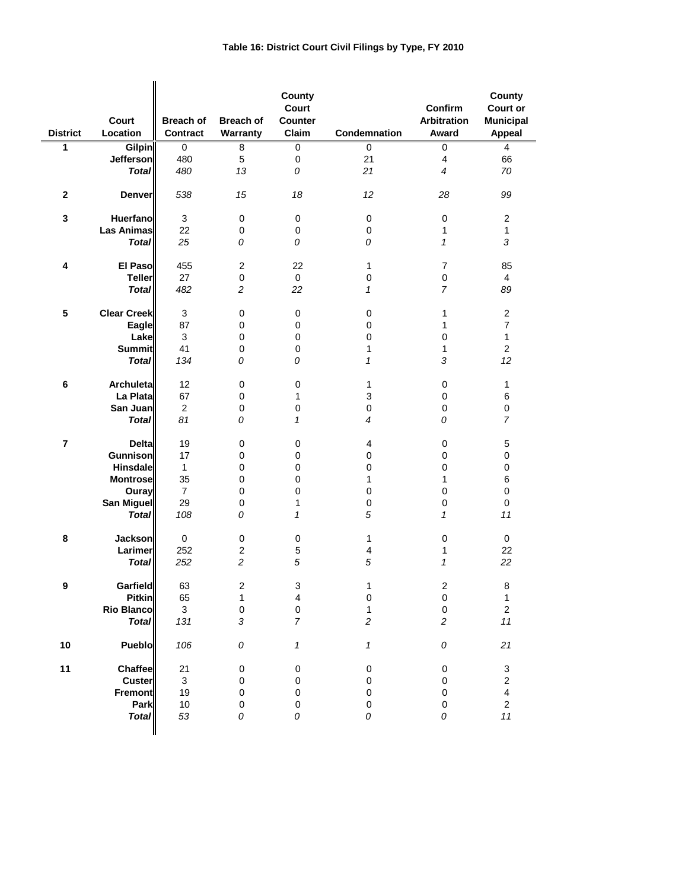# Table 16: District Court Civil Filings by Type, FY 2010

| District | Court Location | Breach of Contract | Breach of Warranty | County Court Counter Claim | Condemnation | Confirm Arbitration Award | County Court or Municipal Appeal |
|---|---|---|---|---|---|---|---|
| 1 | Gilpin | 0 | 8 | 0 | 0 | 0 | 4 |
| | Jefferson | 480 | 5 | 0 | 21 | 4 | 66 |
| | *Total* | *480* | *13* | *0* | *21* | *4* | *70* |
| 2 | Denver | *538* | *15* | *18* | *12* | *28* | *99* |
| 3 | Huerfano | 3 | 0 | 0 | 0 | 0 | 2 |
| | Las Animas | 22 | 0 | 0 | 0 | 1 | 1 |
| | *Total* | *25* | *0* | *0* | *0* | *1* | *3* |
| 4 | El Paso | 455 | 2 | 22 | 1 | 7 | 85 |
| | Teller | 27 | 0 | 0 | 0 | 0 | 4 |
| | *Total* | *482* | *2* | *22* | *1* | *7* | *89* |
| 5 | Clear Creek | 3 | 0 | 0 | 0 | 1 | 2 |
| | Eagle | 87 | 0 | 0 | 0 | 1 | 7 |
| | Lake | 3 | 0 | 0 | 0 | 0 | 1 |
| | Summit | 41 | 0 | 0 | 1 | 1 | 2 |
| | *Total* | *134* | *0* | *0* | *1* | *3* | *12* |
| 6 | Archuleta | 12 | 0 | 0 | 1 | 0 | 1 |
| | La Plata | 67 | 0 | 1 | 3 | 0 | 6 |
| | San Juan | 2 | 0 | 0 | 0 | 0 | 0 |
| | *Total* | *81* | *0* | *1* | *4* | *0* | *7* |
| 7 | Delta | 19 | 0 | 0 | 4 | 0 | 5 |
| | Gunnison | 17 | 0 | 0 | 0 | 0 | 0 |
| | Hinsdale | 1 | 0 | 0 | 0 | 0 | 0 |
| | Montrose | 35 | 0 | 0 | 1 | 1 | 6 |
| | Ouray | 7 | 0 | 0 | 0 | 0 | 0 |
| | San Miguel | 29 | 0 | 1 | 0 | 0 | 0 |
| | *Total* | *108* | *0* | *1* | *5* | *1* | *11* |
| 8 | Jackson | 0 | 0 | 0 | 1 | 0 | 0 |
| | Larimer | 252 | 2 | 5 | 4 | 1 | 22 |
| | *Total* | *252* | *2* | *5* | *5* | *1* | *22* |
| 9 | Garfield | 63 | 2 | 3 | 1 | 2 | 8 |
| | Pitkin | 65 | 1 | 4 | 0 | 0 | 1 |
| | Rio Blanco | 3 | 0 | 0 | 1 | 0 | 2 |
| | *Total* | *131* | *3* | *7* | *2* | *2* | *11* |
| 10 | Pueblo | *106* | *0* | *1* | *1* | *0* | *21* |
| 11 | Chaffee | 21 | 0 | 0 | 0 | 0 | 3 |
| | Custer | 3 | 0 | 0 | 0 | 0 | 2 |
| | Fremont | 19 | 0 | 0 | 0 | 0 | 4 |
| | Park | 10 | 0 | 0 | 0 | 0 | 2 |
| | *Total* | *53* | *0* | *0* | *0* | *0* | *11* |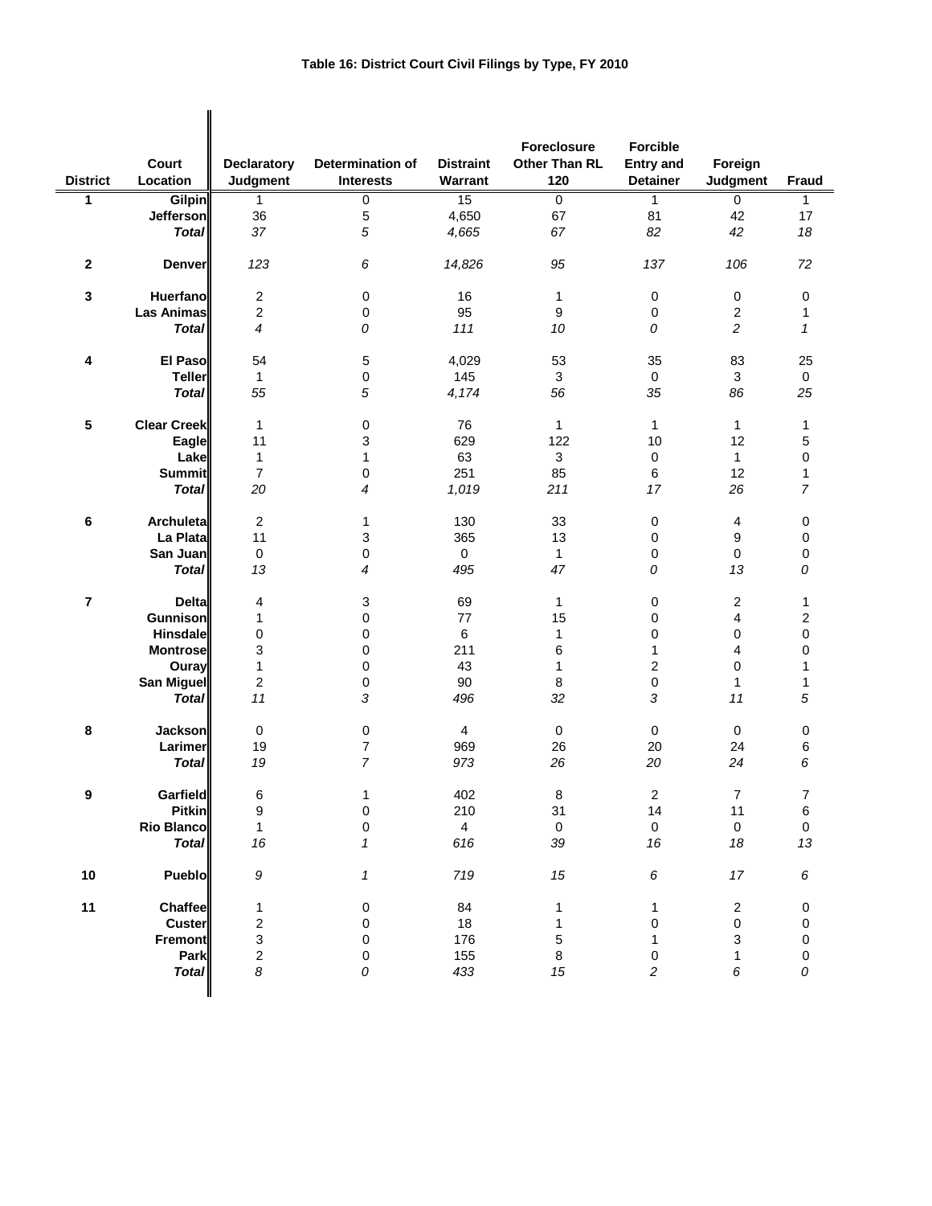# Table 16: District Court Civil Filings by Type, FY 2010

| District | Court Location | Declaratory Judgment | Determination of Interests | Distraint Warrant | Foreclosure Other Than RL 120 | Forcible Entry and Detainer | Foreign Judgment | Fraud |
|---|---|---|---|---|---|---|---|---|
| **1** | **Gilpin** | 1 | 0 | 15 | 0 | 1 | 0 | 1 |
| | **Jefferson** | 36 | 5 | 4,650 | 67 | 81 | 42 | 17 |
| | ***Total*** | *37* | *5* | *4,665* | *67* | *82* | *42* | *18* |
| **2** | **Denver** | *123* | *6* | *14,826* | *95* | *137* | *106* | *72* |
| **3** | **Huerfano** | 2 | 0 | 16 | 1 | 0 | 0 | 0 |
| | **Las Animas** | 2 | 0 | 95 | 9 | 0 | 2 | 1 |
| | ***Total*** | *4* | *0* | *111* | *10* | *0* | *2* | *1* |
| **4** | **El Paso** | 54 | 5 | 4,029 | 53 | 35 | 83 | 25 |
| | **Teller** | 1 | 0 | 145 | 3 | 0 | 3 | 0 |
| | ***Total*** | *55* | *5* | *4,174* | *56* | *35* | *86* | *25* |
| **5** | **Clear Creek** | 1 | 0 | 76 | 1 | 1 | 1 | 1 |
| | **Eagle** | 11 | 3 | 629 | 122 | 10 | 12 | 5 |
| | **Lake** | 1 | 1 | 63 | 3 | 0 | 1 | 0 |
| | **Summit** | 7 | 0 | 251 | 85 | 6 | 12 | 1 |
| | ***Total*** | *20* | *4* | *1,019* | *211* | *17* | *26* | *7* |
| **6** | **Archuleta** | 2 | 1 | 130 | 33 | 0 | 4 | 0 |
| | **La Plata** | 11 | 3 | 365 | 13 | 0 | 9 | 0 |
| | **San Juan** | 0 | 0 | 0 | 1 | 0 | 0 | 0 |
| | ***Total*** | *13* | *4* | *495* | *47* | *0* | *13* | *0* |
| **7** | **Delta** | 4 | 3 | 69 | 1 | 0 | 2 | 1 |
| | **Gunnison** | 1 | 0 | 77 | 15 | 0 | 4 | 2 |
| | **Hinsdale** | 0 | 0 | 6 | 1 | 0 | 0 | 0 |
| | **Montrose** | 3 | 0 | 211 | 6 | 1 | 4 | 0 |
| | **Ouray** | 1 | 0 | 43 | 1 | 2 | 0 | 1 |
| | **San Miguel** | 2 | 0 | 90 | 8 | 0 | 1 | 1 |
| | ***Total*** | *11* | *3* | *496* | *32* | *3* | *11* | *5* |
| **8** | **Jackson** | 0 | 0 | 4 | 0 | 0 | 0 | 0 |
| | **Larimer** | 19 | 7 | 969 | 26 | 20 | 24 | 6 |
| | ***Total*** | *19* | *7* | *973* | *26* | *20* | *24* | *6* |
| **9** | **Garfield** | 6 | 1 | 402 | 8 | 2 | 7 | 7 |
| | **Pitkin** | 9 | 0 | 210 | 31 | 14 | 11 | 6 |
| | **Rio Blanco** | 1 | 0 | 4 | 0 | 0 | 0 | 0 |
| | ***Total*** | *16* | *1* | *616* | *39* | *16* | *18* | *13* |
| **10** | **Pueblo** | *9* | *1* | *719* | *15* | *6* | *17* | *6* |
| **11** | **Chaffee** | 1 | 0 | 84 | 1 | 1 | 2 | 0 |
| | **Custer** | 2 | 0 | 18 | 1 | 0 | 0 | 0 |
| | **Fremont** | 3 | 0 | 176 | 5 | 1 | 3 | 0 |
| | **Park** | 2 | 0 | 155 | 8 | 0 | 1 | 0 |
| | ***Total*** | *8* | *0* | *433* | *15* | *2* | *6* | *0* |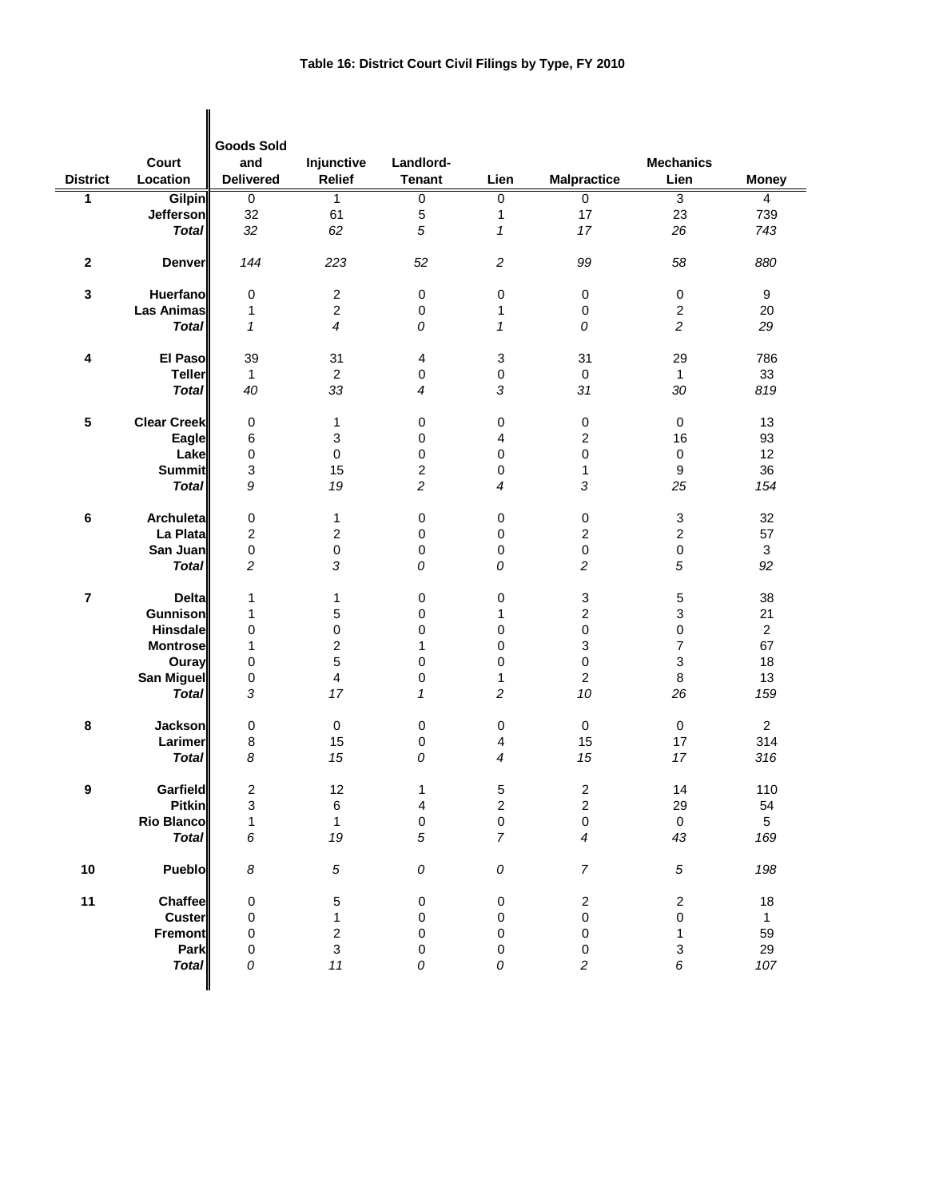**Table 16: District Court Civil Filings by Type, FY 2010**

| District | Court Location | Goods Sold and Delivered | Injunctive Relief | Landlord-Tenant | Lien | Malpractice | Mechanics Lien | Money |
|---|---|---|---|---|---|---|---|---|
| **1** | **Gilpin** | 0 | 1 | 0 | 0 | 0 | 3 | 4 |
| | **Jefferson** | 32 | 61 | 5 | 1 | 17 | 23 | 739 |
| | ***Total*** | *32* | *62* | *5* | *1* | *17* | *26* | *743* |
| **2** | **Denver** | *144* | *223* | *52* | *2* | *99* | *58* | *880* |
| **3** | **Huerfano** | 0 | 2 | 0 | 0 | 0 | 0 | 9 |
| | **Las Animas** | 1 | 2 | 0 | 1 | 0 | 2 | 20 |
| | ***Total*** | *1* | *4* | *0* | *1* | *0* | *2* | *29* |
| **4** | **El Paso** | 39 | 31 | 4 | 3 | 31 | 29 | 786 |
| | **Teller** | 1 | 2 | 0 | 0 | 0 | 1 | 33 |
| | ***Total*** | *40* | *33* | *4* | *3* | *31* | *30* | *819* |
| **5** | **Clear Creek** | 0 | 1 | 0 | 0 | 0 | 0 | 13 |
| | **Eagle** | 6 | 3 | 0 | 4 | 2 | 16 | 93 |
| | **Lake** | 0 | 0 | 0 | 0 | 0 | 0 | 12 |
| | **Summit** | 3 | 15 | 2 | 0 | 1 | 9 | 36 |
| | ***Total*** | *9* | *19* | *2* | *4* | *3* | *25* | *154* |
| **6** | **Archuleta** | 0 | 1 | 0 | 0 | 0 | 3 | 32 |
| | **La Plata** | 2 | 2 | 0 | 0 | 2 | 2 | 57 |
| | **San Juan** | 0 | 0 | 0 | 0 | 0 | 0 | 3 |
| | ***Total*** | *2* | *3* | *0* | *0* | *2* | *5* | *92* |
| **7** | **Delta** | 1 | 1 | 0 | 0 | 3 | 5 | 38 |
| | **Gunnison** | 1 | 5 | 0 | 1 | 2 | 3 | 21 |
| | **Hinsdale** | 0 | 0 | 0 | 0 | 0 | 0 | 2 |
| | **Montrose** | 1 | 2 | 1 | 0 | 3 | 7 | 67 |
| | **Ouray** | 0 | 5 | 0 | 0 | 0 | 3 | 18 |
| | **San Miguel** | 0 | 4 | 0 | 1 | 2 | 8 | 13 |
| | ***Total*** | *3* | *17* | *1* | *2* | *10* | *26* | *159* |
| **8** | **Jackson** | 0 | 0 | 0 | 0 | 0 | 0 | 2 |
| | **Larimer** | 8 | 15 | 0 | 4 | 15 | 17 | 314 |
| | ***Total*** | *8* | *15* | *0* | *4* | *15* | *17* | *316* |
| **9** | **Garfield** | 2 | 12 | 1 | 5 | 2 | 14 | 110 |
| | **Pitkin** | 3 | 6 | 4 | 2 | 2 | 29 | 54 |
| | **Rio Blanco** | 1 | 1 | 0 | 0 | 0 | 0 | 5 |
| | ***Total*** | *6* | *19* | *5* | *7* | *4* | *43* | *169* |
| **10** | **Pueblo** | *8* | *5* | *0* | *0* | *7* | *5* | *198* |
| **11** | **Chaffee** | 0 | 5 | 0 | 0 | 2 | 2 | 18 |
| | **Custer** | 0 | 1 | 0 | 0 | 0 | 0 | 1 |
| | **Fremont** | 0 | 2 | 0 | 0 | 0 | 1 | 59 |
| | **Park** | 0 | 3 | 0 | 0 | 0 | 3 | 29 |
| | ***Total*** | *0* | *11* | *0* | *0* | *2* | *6* | *107* |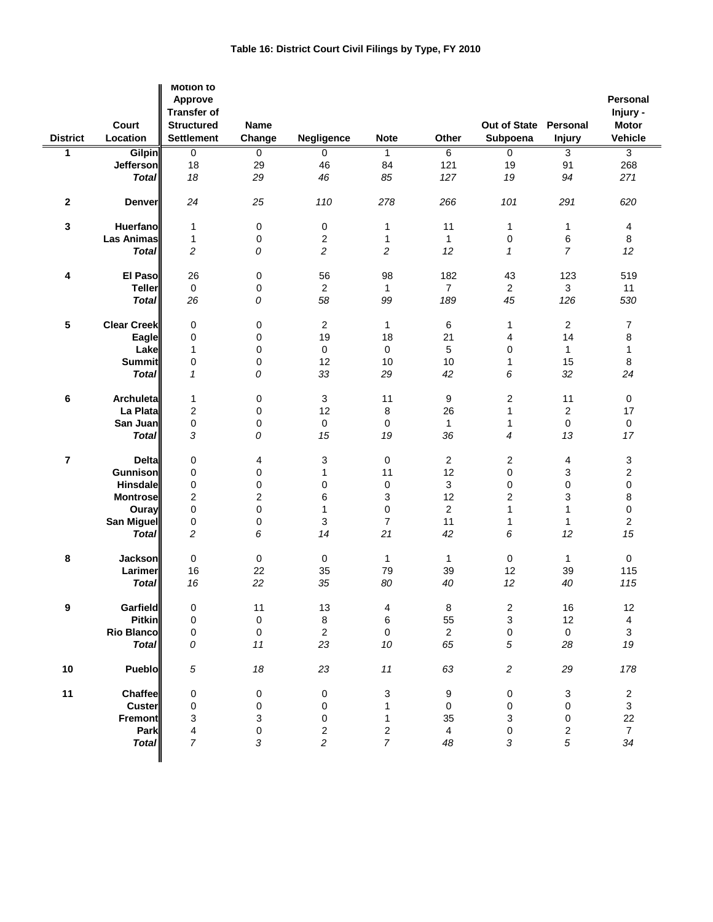**Table 16: District Court Civil Filings by Type, FY 2010**

| District | Court Location | Motion to Approve Transfer of Structured Settlement | Name Change | Negligence | Note | Other | Out of State Subpoena | Personal Injury | Personal Injury - Motor Vehicle |
|---|---|---|---|---|---|---|---|---|---|
| 1 | Gilpin | 0 | 0 | 0 | 1 | 6 | 0 | 3 | 3 |
| | Jefferson | 18 | 29 | 46 | 84 | 121 | 19 | 91 | 268 |
| | *Total* | *18* | *29* | *46* | *85* | *127* | *19* | *94* | *271* |
| 2 | Denver | *24* | *25* | *110* | *278* | *266* | *101* | *291* | *620* |
| 3 | Huerfano | 1 | 0 | 0 | 1 | 11 | 1 | 1 | 4 |
| | Las Animas | 1 | 0 | 2 | 1 | 1 | 0 | 6 | 8 |
| | *Total* | *2* | *0* | *2* | *2* | *12* | *1* | *7* | *12* |
| 4 | El Paso | 26 | 0 | 56 | 98 | 182 | 43 | 123 | 519 |
| | Teller | 0 | 0 | 2 | 1 | 7 | 2 | 3 | 11 |
| | *Total* | *26* | *0* | *58* | *99* | *189* | *45* | *126* | *530* |
| 5 | Clear Creek | 0 | 0 | 2 | 1 | 6 | 1 | 2 | 7 |
| | Eagle | 0 | 0 | 19 | 18 | 21 | 4 | 14 | 8 |
| | Lake | 1 | 0 | 0 | 0 | 5 | 0 | 1 | 1 |
| | Summit | 0 | 0 | 12 | 10 | 10 | 1 | 15 | 8 |
| | *Total* | *1* | *0* | *33* | *29* | *42* | *6* | *32* | *24* |
| 6 | Archuleta | 1 | 0 | 3 | 11 | 9 | 2 | 11 | 0 |
| | La Plata | 2 | 0 | 12 | 8 | 26 | 1 | 2 | 17 |
| | San Juan | 0 | 0 | 0 | 0 | 1 | 1 | 0 | 0 |
| | *Total* | *3* | *0* | *15* | *19* | *36* | *4* | *13* | *17* |
| 7 | Delta | 0 | 4 | 3 | 0 | 2 | 2 | 4 | 3 |
| | Gunnison | 0 | 0 | 1 | 11 | 12 | 0 | 3 | 2 |
| | Hinsdale | 0 | 0 | 0 | 0 | 3 | 0 | 0 | 0 |
| | Montrose | 2 | 2 | 6 | 3 | 12 | 2 | 3 | 8 |
| | Ouray | 0 | 0 | 1 | 0 | 2 | 1 | 1 | 0 |
| | San Miguel | 0 | 0 | 3 | 7 | 11 | 1 | 1 | 2 |
| | *Total* | *2* | *6* | *14* | *21* | *42* | *6* | *12* | *15* |
| 8 | Jackson | 0 | 0 | 0 | 1 | 1 | 0 | 1 | 0 |
| | Larimer | 16 | 22 | 35 | 79 | 39 | 12 | 39 | 115 |
| | *Total* | *16* | *22* | *35* | *80* | *40* | *12* | *40* | *115* |
| 9 | Garfield | 0 | 11 | 13 | 4 | 8 | 2 | 16 | 12 |
| | Pitkin | 0 | 0 | 8 | 6 | 55 | 3 | 12 | 4 |
| | Rio Blanco | 0 | 0 | 2 | 0 | 2 | 0 | 0 | 3 |
| | *Total* | *0* | *11* | *23* | *10* | *65* | *5* | *28* | *19* |
| 10 | Pueblo | *5* | *18* | *23* | *11* | *63* | *2* | *29* | *178* |
| 11 | Chaffee | 0 | 0 | 0 | 3 | 9 | 0 | 3 | 2 |
| | Custer | 0 | 0 | 0 | 1 | 0 | 0 | 0 | 3 |
| | Fremont | 3 | 3 | 0 | 1 | 35 | 3 | 0 | 22 |
| | Park | 4 | 0 | 2 | 2 | 4 | 0 | 2 | 7 |
| | *Total* | *7* | *3* | *2* | *7* | *48* | *3* | *5* | *34* |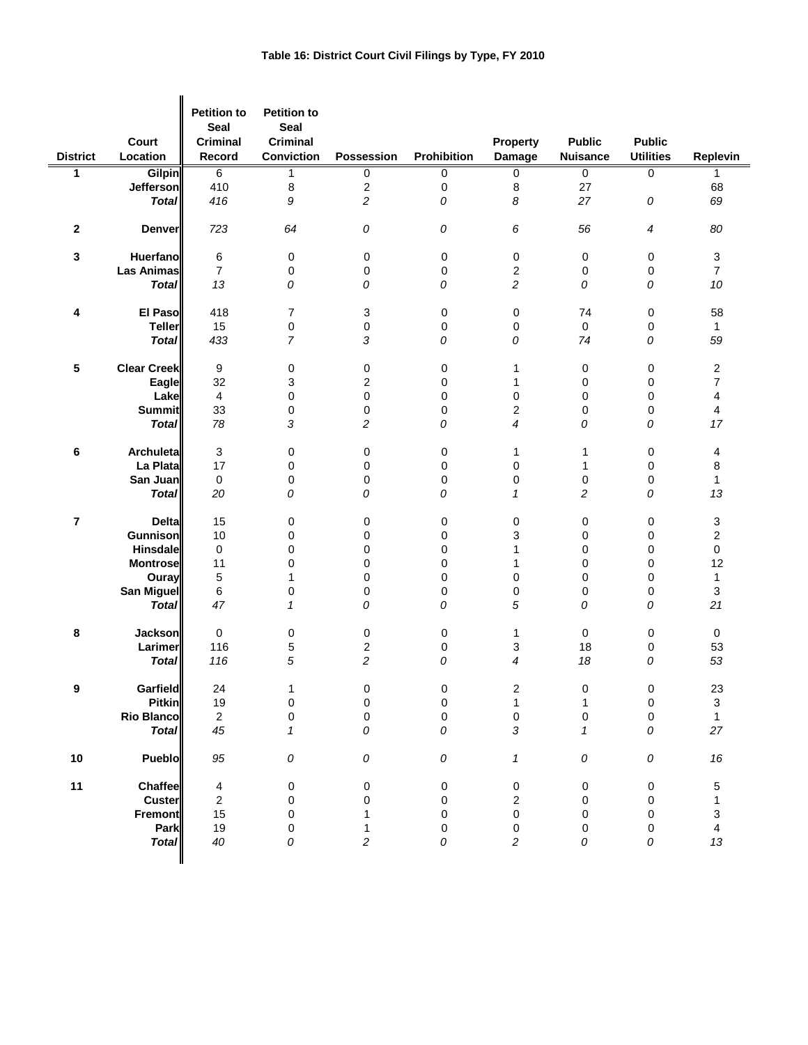**Table 16: District Court Civil Filings by Type, FY 2010**

| District | Court Location | Petition to Seal Criminal Record | Petition to Seal Criminal Conviction | Possession | Prohibition | Property Damage | Public Nuisance | Public Utilities | Replevin |
|---|---|---|---|---|---|---|---|---|---|
| 1 | Gilpin | 6 | 1 | 0 | 0 | 0 | 0 | 0 | 1 |
| | Jefferson | 410 | 8 | 2 | 0 | 8 | 27 | | 68 |
| | *Total* | *416* | *9* | *2* | *0* | *8* | *27* | *0* | *69* |
| 2 | Denver | *723* | *64* | *0* | *0* | *6* | *56* | *4* | *80* |
| 3 | Huerfano | 6 | 0 | 0 | 0 | 0 | 0 | 0 | 3 |
| | Las Animas | 7 | 0 | 0 | 0 | 2 | 0 | 0 | 7 |
| | *Total* | *13* | *0* | *0* | *0* | *2* | *0* | *0* | *10* |
| 4 | El Paso | 418 | 7 | 3 | 0 | 0 | 74 | 0 | 58 |
| | Teller | 15 | 0 | 0 | 0 | 0 | 0 | 0 | 1 |
| | *Total* | *433* | *7* | *3* | *0* | *0* | *74* | *0* | *59* |
| 5 | Clear Creek | 9 | 0 | 0 | 0 | 1 | 0 | 0 | 2 |
| | Eagle | 32 | 3 | 2 | 0 | 1 | 0 | 0 | 7 |
| | Lake | 4 | 0 | 0 | 0 | 0 | 0 | 0 | 4 |
| | Summit | 33 | 0 | 0 | 0 | 2 | 0 | 0 | 4 |
| | *Total* | *78* | *3* | *2* | *0* | *4* | *0* | *0* | *17* |
| 6 | Archuleta | 3 | 0 | 0 | 0 | 1 | 1 | 0 | 4 |
| | La Plata | 17 | 0 | 0 | 0 | 0 | 1 | 0 | 8 |
| | San Juan | 0 | 0 | 0 | 0 | 0 | 0 | 0 | 1 |
| | *Total* | *20* | *0* | *0* | *0* | *1* | *2* | *0* | *13* |
| 7 | Delta | 15 | 0 | 0 | 0 | 0 | 0 | 0 | 3 |
| | Gunnison | 10 | 0 | 0 | 0 | 3 | 0 | 0 | 2 |
| | Hinsdale | 0 | 0 | 0 | 0 | 1 | 0 | 0 | 0 |
| | Montrose | 11 | 0 | 0 | 0 | 1 | 0 | 0 | 12 |
| | Ouray | 5 | 1 | 0 | 0 | 0 | 0 | 0 | 1 |
| | San Miguel | 6 | 0 | 0 | 0 | 0 | 0 | 0 | 3 |
| | *Total* | *47* | *1* | *0* | *0* | *5* | *0* | *0* | *21* |
| 8 | Jackson | 0 | 0 | 0 | 0 | 1 | 0 | 0 | 0 |
| | Larimer | 116 | 5 | 2 | 0 | 3 | 18 | 0 | 53 |
| | *Total* | *116* | *5* | *2* | *0* | *4* | *18* | *0* | *53* |
| 9 | Garfield | 24 | 1 | 0 | 0 | 2 | 0 | 0 | 23 |
| | Pitkin | 19 | 0 | 0 | 0 | 1 | 1 | 0 | 3 |
| | Rio Blanco | 2 | 0 | 0 | 0 | 0 | 0 | 0 | 1 |
| | *Total* | *45* | *1* | *0* | *0* | *3* | *1* | *0* | *27* |
| 10 | Pueblo | *95* | *0* | *0* | *0* | *1* | *0* | *0* | *16* |
| 11 | Chaffee | 4 | 0 | 0 | 0 | 0 | 0 | 0 | 5 |
| | Custer | 2 | 0 | 0 | 0 | 2 | 0 | 0 | 1 |
| | Fremont | 15 | 0 | 1 | 0 | 0 | 0 | 0 | 3 |
| | Park | 19 | 0 | 1 | 0 | 0 | 0 | 0 | 4 |
| | *Total* | *40* | *0* | *2* | *0* | *2* | *0* | *0* | *13* |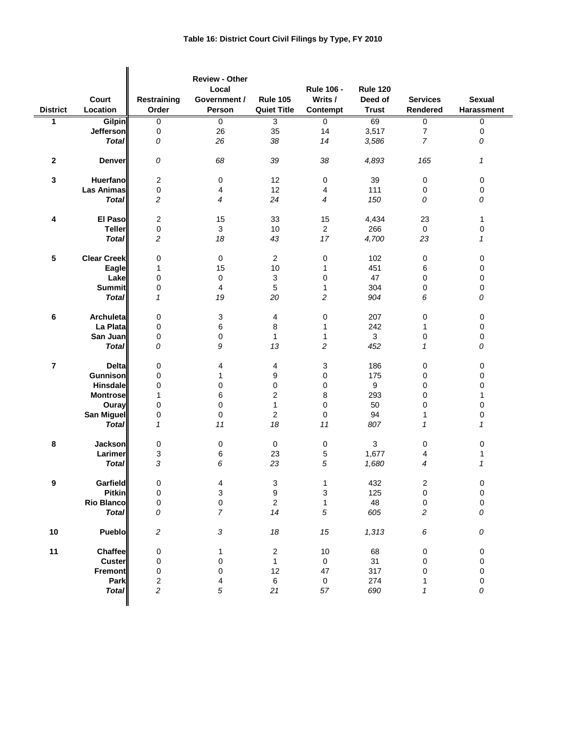**Table 16: District Court Civil Filings by Type, FY 2010**

| District | Court Location | Restraining Order | Review - Other Local Government / Person | Rule 105 Quiet Title | Rule 106 - Writs / Contempt | Rule 120 Deed of Trust | Services Rendered | Sexual Harassment |
|---|---|---|---|---|---|---|---|---|
| 1 | Gilpin | 0 | 0 | 3 | 0 | 69 | 0 | 0 |
| | Jefferson | 0 | 26 | 35 | 14 | 3,517 | 7 | 0 |
| | *Total* | *0* | *26* | *38* | *14* | *3,586* | *7* | *0* |
| 2 | Denver | *0* | *68* | *39* | *38* | *4,893* | *165* | *1* |
| 3 | Huerfano | 2 | 0 | 12 | 0 | 39 | 0 | 0 |
| | Las Animas | 0 | 4 | 12 | 4 | 111 | 0 | 0 |
| | *Total* | *2* | *4* | *24* | *4* | *150* | *0* | *0* |
| 4 | El Paso | 2 | 15 | 33 | 15 | 4,434 | 23 | 1 |
| | Teller | 0 | 3 | 10 | 2 | 266 | 0 | 0 |
| | *Total* | *2* | *18* | *43* | *17* | *4,700* | *23* | *1* |
| 5 | Clear Creek | 0 | 0 | 2 | 0 | 102 | 0 | 0 |
| | Eagle | 1 | 15 | 10 | 1 | 451 | 6 | 0 |
| | Lake | 0 | 0 | 3 | 0 | 47 | 0 | 0 |
| | Summit | 0 | 4 | 5 | 1 | 304 | 0 | 0 |
| | *Total* | *1* | *19* | *20* | *2* | *904* | *6* | *0* |
| 6 | Archuleta | 0 | 3 | 4 | 0 | 207 | 0 | 0 |
| | La Plata | 0 | 6 | 8 | 1 | 242 | 1 | 0 |
| | San Juan | 0 | 0 | 1 | 1 | 3 | 0 | 0 |
| | *Total* | *0* | *9* | *13* | *2* | *452* | *1* | *0* |
| 7 | Delta | 0 | 4 | 4 | 3 | 186 | 0 | 0 |
| | Gunnison | 0 | 1 | 9 | 0 | 175 | 0 | 0 |
| | Hinsdale | 0 | 0 | 0 | 0 | 9 | 0 | 0 |
| | Montrose | 1 | 6 | 2 | 8 | 293 | 0 | 1 |
| | Ouray | 0 | 0 | 1 | 0 | 50 | 0 | 0 |
| | San Miguel | 0 | 0 | 2 | 0 | 94 | 1 | 0 |
| | *Total* | *1* | *11* | *18* | *11* | *807* | *1* | *1* |
| 8 | Jackson | 0 | 0 | 0 | 0 | 3 | 0 | 0 |
| | Larimer | 3 | 6 | 23 | 5 | 1,677 | 4 | 1 |
| | *Total* | *3* | *6* | *23* | *5* | *1,680* | *4* | *1* |
| 9 | Garfield | 0 | 4 | 3 | 1 | 432 | 2 | 0 |
| | Pitkin | 0 | 3 | 9 | 3 | 125 | 0 | 0 |
| | Rio Blanco | 0 | 0 | 2 | 1 | 48 | 0 | 0 |
| | *Total* | *0* | *7* | *14* | *5* | *605* | *2* | *0* |
| 10 | Pueblo | *2* | *3* | *18* | *15* | *1,313* | *6* | *0* |
| 11 | Chaffee | 0 | 1 | 2 | 10 | 68 | 0 | 0 |
| | Custer | 0 | 0 | 1 | 0 | 31 | 0 | 0 |
| | Fremont | 0 | 0 | 12 | 47 | 317 | 0 | 0 |
| | Park | 2 | 4 | 6 | 0 | 274 | 1 | 0 |
| | *Total* | *2* | *5* | *21* | *57* | *690* | *1* | *0* |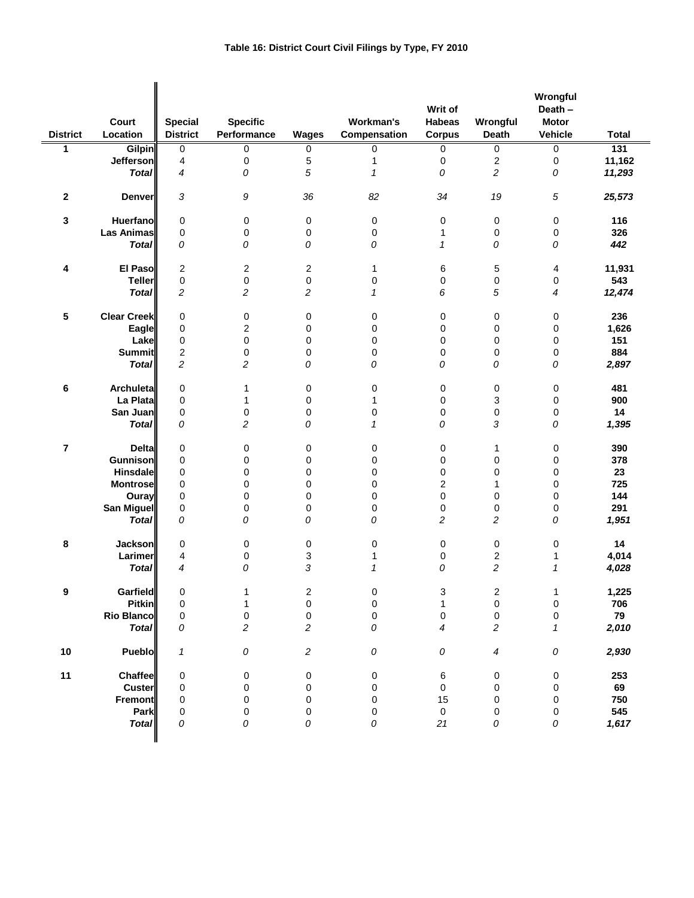# Table 16: District Court Civil Filings by Type, FY 2010

| District | Court Location | Special District | Specific Performance | Wages | Workman's Compensation | Writ of Habeas Corpus | Wrongful Death | Wrongful Death – Motor Vehicle | Total |
|---|---|---|---|---|---|---|---|---|---|
| 1 | Gilpin | 0 | 0 | 0 | 0 | 0 | 0 | 0 | 131 |
| | Jefferson | 4 | 0 | 5 | 1 | 0 | 2 | 0 | 11,162 |
| | *Total* | *4* | *0* | *5* | *1* | *0* | *2* | *0* | *11,293* |
| 2 | Denver | *3* | *9* | *36* | *82* | *34* | *19* | *5* | *25,573* |
| 3 | Huerfano | 0 | 0 | 0 | 0 | 0 | 0 | 0 | 116 |
| | Las Animas | 0 | 0 | 0 | 0 | 1 | 0 | 0 | 326 |
| | *Total* | *0* | *0* | *0* | *0* | *1* | *0* | *0* | *442* |
| 4 | El Paso | 2 | 2 | 2 | 1 | 6 | 5 | 4 | 11,931 |
| | Teller | 0 | 0 | 0 | 0 | 0 | 0 | 0 | 543 |
| | *Total* | *2* | *2* | *2* | *1* | *6* | *5* | *4* | *12,474* |
| 5 | Clear Creek | 0 | 0 | 0 | 0 | 0 | 0 | 0 | 236 |
| | Eagle | 0 | 2 | 0 | 0 | 0 | 0 | 0 | 1,626 |
| | Lake | 0 | 0 | 0 | 0 | 0 | 0 | 0 | 151 |
| | Summit | 2 | 0 | 0 | 0 | 0 | 0 | 0 | 884 |
| | *Total* | *2* | *2* | *0* | *0* | *0* | *0* | *0* | *2,897* |
| 6 | Archuleta | 0 | 1 | 0 | 0 | 0 | 0 | 0 | 481 |
| | La Plata | 0 | 1 | 0 | 1 | 0 | 3 | 0 | 900 |
| | San Juan | 0 | 0 | 0 | 0 | 0 | 0 | 0 | 14 |
| | *Total* | *0* | *2* | *0* | *1* | *0* | *3* | *0* | *1,395* |
| 7 | Delta | 0 | 0 | 0 | 0 | 0 | 1 | 0 | 390 |
| | Gunnison | 0 | 0 | 0 | 0 | 0 | 0 | 0 | 378 |
| | Hinsdale | 0 | 0 | 0 | 0 | 0 | 0 | 0 | 23 |
| | Montrose | 0 | 0 | 0 | 0 | 2 | 1 | 0 | 725 |
| | Ouray | 0 | 0 | 0 | 0 | 0 | 0 | 0 | 144 |
| | San Miguel | 0 | 0 | 0 | 0 | 0 | 0 | 0 | 291 |
| | *Total* | *0* | *0* | *0* | *0* | *2* | *2* | *0* | *1,951* |
| 8 | Jackson | 0 | 0 | 0 | 0 | 0 | 0 | 0 | 14 |
| | Larimer | 4 | 0 | 3 | 1 | 0 | 2 | 1 | 4,014 |
| | *Total* | *4* | *0* | *3* | *1* | *0* | *2* | *1* | *4,028* |
| 9 | Garfield | 0 | 1 | 2 | 0 | 3 | 2 | 1 | 1,225 |
| | Pitkin | 0 | 1 | 0 | 0 | 1 | 0 | 0 | 706 |
| | Rio Blanco | 0 | 0 | 0 | 0 | 0 | 0 | 0 | 79 |
| | *Total* | *0* | *2* | *2* | *0* | *4* | *2* | *1* | *2,010* |
| 10 | Pueblo | *1* | *0* | *2* | *0* | *0* | *4* | *0* | *2,930* |
| 11 | Chaffee | 0 | 0 | 0 | 0 | 6 | 0 | 0 | 253 |
| | Custer | 0 | 0 | 0 | 0 | 0 | 0 | 0 | 69 |
| | Fremont | 0 | 0 | 0 | 0 | 15 | 0 | 0 | 750 |
| | Park | 0 | 0 | 0 | 0 | 0 | 0 | 0 | 545 |
| | *Total* | *0* | *0* | *0* | *0* | *21* | *0* | *0* | *1,617* |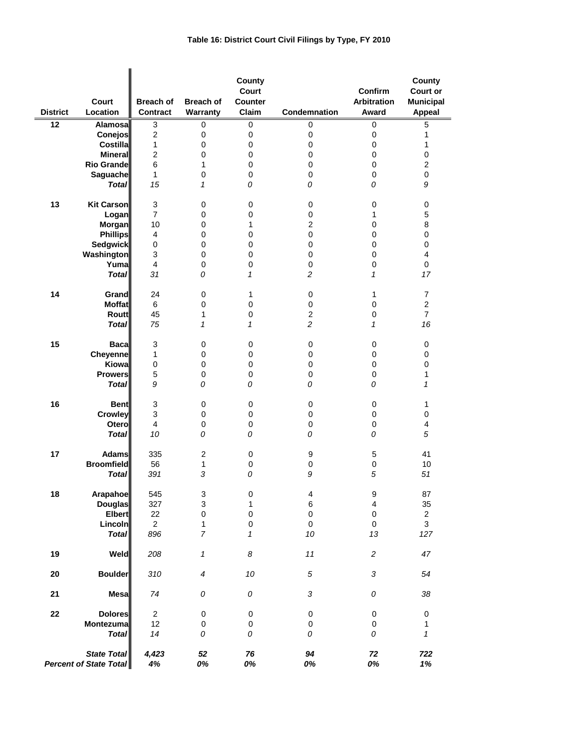# Table 16: District Court Civil Filings by Type, FY 2010

| District | Court Location | Breach of Contract | Breach of Warranty | County Court Counter Claim | Condemnation | Confirm Arbitration Award | County Court or Municipal Appeal |
|---|---|---|---|---|---|---|---|
| 12 | Alamosa | 3 | 0 | 0 | 0 | 0 | 5 |
| | Conejos | 2 | 0 | 0 | 0 | 0 | 1 |
| | Costilla | 1 | 0 | 0 | 0 | 0 | 1 |
| | Mineral | 2 | 0 | 0 | 0 | 0 | 0 |
| | Rio Grande | 6 | 1 | 0 | 0 | 0 | 2 |
| | Saguache | 1 | 0 | 0 | 0 | 0 | 0 |
| | *Total* | *15* | *1* | *0* | *0* | *0* | *9* |
| 13 | Kit Carson | 3 | 0 | 0 | 0 | 0 | 0 |
| | Logan | 7 | 0 | 0 | 0 | 1 | 5 |
| | Morgan | 10 | 0 | 1 | 2 | 0 | 8 |
| | Phillips | 4 | 0 | 0 | 0 | 0 | 0 |
| | Sedgwick | 0 | 0 | 0 | 0 | 0 | 0 |
| | Washington | 3 | 0 | 0 | 0 | 0 | 4 |
| | Yuma | 4 | 0 | 0 | 0 | 0 | 0 |
| | *Total* | *31* | *0* | *1* | *2* | *1* | *17* |
| 14 | Grand | 24 | 0 | 1 | 0 | 1 | 7 |
| | Moffat | 6 | 0 | 0 | 0 | 0 | 2 |
| | Routt | 45 | 1 | 0 | 2 | 0 | 7 |
| | *Total* | *75* | *1* | *1* | *2* | *1* | *16* |
| 15 | Baca | 3 | 0 | 0 | 0 | 0 | 0 |
| | Cheyenne | 1 | 0 | 0 | 0 | 0 | 0 |
| | Kiowa | 0 | 0 | 0 | 0 | 0 | 0 |
| | Prowers | 5 | 0 | 0 | 0 | 0 | 1 |
| | *Total* | *9* | *0* | *0* | *0* | *0* | *1* |
| 16 | Bent | 3 | 0 | 0 | 0 | 0 | 1 |
| | Crowley | 3 | 0 | 0 | 0 | 0 | 0 |
| | Otero | 4 | 0 | 0 | 0 | 0 | 4 |
| | *Total* | *10* | *0* | *0* | *0* | *0* | *5* |
| 17 | Adams | 335 | 2 | 0 | 9 | 5 | 41 |
| | Broomfield | 56 | 1 | 0 | 0 | 0 | 10 |
| | *Total* | *391* | *3* | *0* | *9* | *5* | *51* |
| 18 | Arapahoe | 545 | 3 | 0 | 4 | 9 | 87 |
| | Douglas | 327 | 3 | 1 | 6 | 4 | 35 |
| | Elbert | 22 | 0 | 0 | 0 | 0 | 2 |
| | Lincoln | 2 | 1 | 0 | 0 | 0 | 3 |
| | *Total* | *896* | *7* | *1* | *10* | *13* | *127* |
| 19 | Weld | *208* | *1* | *8* | *11* | *2* | *47* |
| 20 | Boulder | *310* | *4* | *10* | *5* | *3* | *54* |
| 21 | Mesa | *74* | *0* | *0* | *3* | *0* | *38* |
| 22 | Dolores | 2 | 0 | 0 | 0 | 0 | 0 |
| | Montezuma | 12 | 0 | 0 | 0 | 0 | 1 |
| | *Total* | *14* | *0* | *0* | *0* | *0* | *1* |
| | ***State Total*** | ***4,423*** | ***52*** | ***76*** | ***94*** | ***72*** | ***722*** |
| | ***Percent of State Total*** | ***4%*** | ***0%*** | ***0%*** | ***0%*** | ***0%*** | ***1%*** |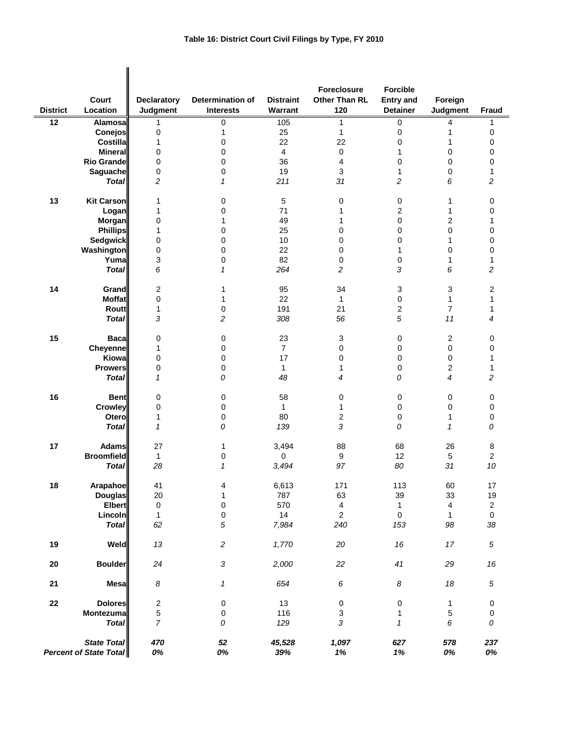# Table 16: District Court Civil Filings by Type, FY 2010

| District | Court Location | Declaratory Judgment | Determination of Interests | Distraint Warrant | Foreclosure Other Than RL 120 | Forcible Entry and Detainer | Foreign Judgment | Fraud |
|---|---|---|---|---|---|---|---|---|
| 12 | Alamosa | 1 | 0 | 105 | 1 | 0 | 4 | 1 |
| | Conejos | 0 | 1 | 25 | 1 | 0 | 1 | 0 |
| | Costilla | 1 | 0 | 22 | 22 | 0 | 1 | 0 |
| | Mineral | 0 | 0 | 4 | 0 | 1 | 0 | 0 |
| | Rio Grande | 0 | 0 | 36 | 4 | 0 | 0 | 0 |
| | Saguache | 0 | 0 | 19 | 3 | 1 | 0 | 1 |
| | *Total* | *2* | *1* | *211* | *31* | *2* | *6* | *2* |
| 13 | Kit Carson | 1 | 0 | 5 | 0 | 0 | 1 | 0 |
| | Logan | 1 | 0 | 71 | 1 | 2 | 1 | 0 |
| | Morgan | 0 | 1 | 49 | 1 | 0 | 2 | 1 |
| | Phillips | 1 | 0 | 25 | 0 | 0 | 0 | 0 |
| | Sedgwick | 0 | 0 | 10 | 0 | 0 | 1 | 0 |
| | Washington | 0 | 0 | 22 | 0 | 1 | 0 | 0 |
| | Yuma | 3 | 0 | 82 | 0 | 0 | 1 | 1 |
| | *Total* | *6* | *1* | *264* | *2* | *3* | *6* | *2* |
| 14 | Grand | 2 | 1 | 95 | 34 | 3 | 3 | 2 |
| | Moffat | 0 | 1 | 22 | 1 | 0 | 1 | 1 |
| | Routt | 1 | 0 | 191 | 21 | 2 | 7 | 1 |
| | *Total* | *3* | *2* | *308* | *56* | *5* | *11* | *4* |
| 15 | Baca | 0 | 0 | 23 | 3 | 0 | 2 | 0 |
| | Cheyenne | 1 | 0 | 7 | 0 | 0 | 0 | 0 |
| | Kiowa | 0 | 0 | 17 | 0 | 0 | 0 | 1 |
| | Prowers | 0 | 0 | 1 | 1 | 0 | 2 | 1 |
| | *Total* | *1* | *0* | *48* | *4* | *0* | *4* | *2* |
| 16 | Bent | 0 | 0 | 58 | 0 | 0 | 0 | 0 |
| | Crowley | 0 | 0 | 1 | 1 | 0 | 0 | 0 |
| | Otero | 1 | 0 | 80 | 2 | 0 | 1 | 0 |
| | *Total* | *1* | *0* | *139* | *3* | *0* | *1* | *0* |
| 17 | Adams | 27 | 1 | 3,494 | 88 | 68 | 26 | 8 |
| | Broomfield | 1 | 0 | 0 | 9 | 12 | 5 | 2 |
| | *Total* | *28* | *1* | *3,494* | *97* | *80* | *31* | *10* |
| 18 | Arapahoe | 41 | 4 | 6,613 | 171 | 113 | 60 | 17 |
| | Douglas | 20 | 1 | 787 | 63 | 39 | 33 | 19 |
| | Elbert | 0 | 0 | 570 | 4 | 1 | 4 | 2 |
| | Lincoln | 1 | 0 | 14 | 2 | 0 | 1 | 0 |
| | *Total* | *62* | *5* | *7,984* | *240* | *153* | *98* | *38* |
| 19 | Weld | *13* | *2* | *1,770* | *20* | *16* | *17* | *5* |
| 20 | Boulder | *24* | *3* | *2,000* | *22* | *41* | *29* | *16* |
| 21 | Mesa | *8* | *1* | *654* | *6* | *8* | *18* | *5* |
| 22 | Dolores | 2 | 0 | 13 | 0 | 0 | 1 | 0 |
| | Montezuma | 5 | 0 | 116 | 3 | 1 | 5 | 0 |
| | *Total* | *7* | *0* | *129* | *3* | *1* | *6* | *0* |
| | ***State Total*** | ***470*** | ***52*** | ***45,528*** | ***1,097*** | ***627*** | ***578*** | ***237*** |
| | ***Percent of State Total*** | ***0%*** | ***0%*** | ***39%*** | ***1%*** | ***1%*** | ***0%*** | ***0%*** |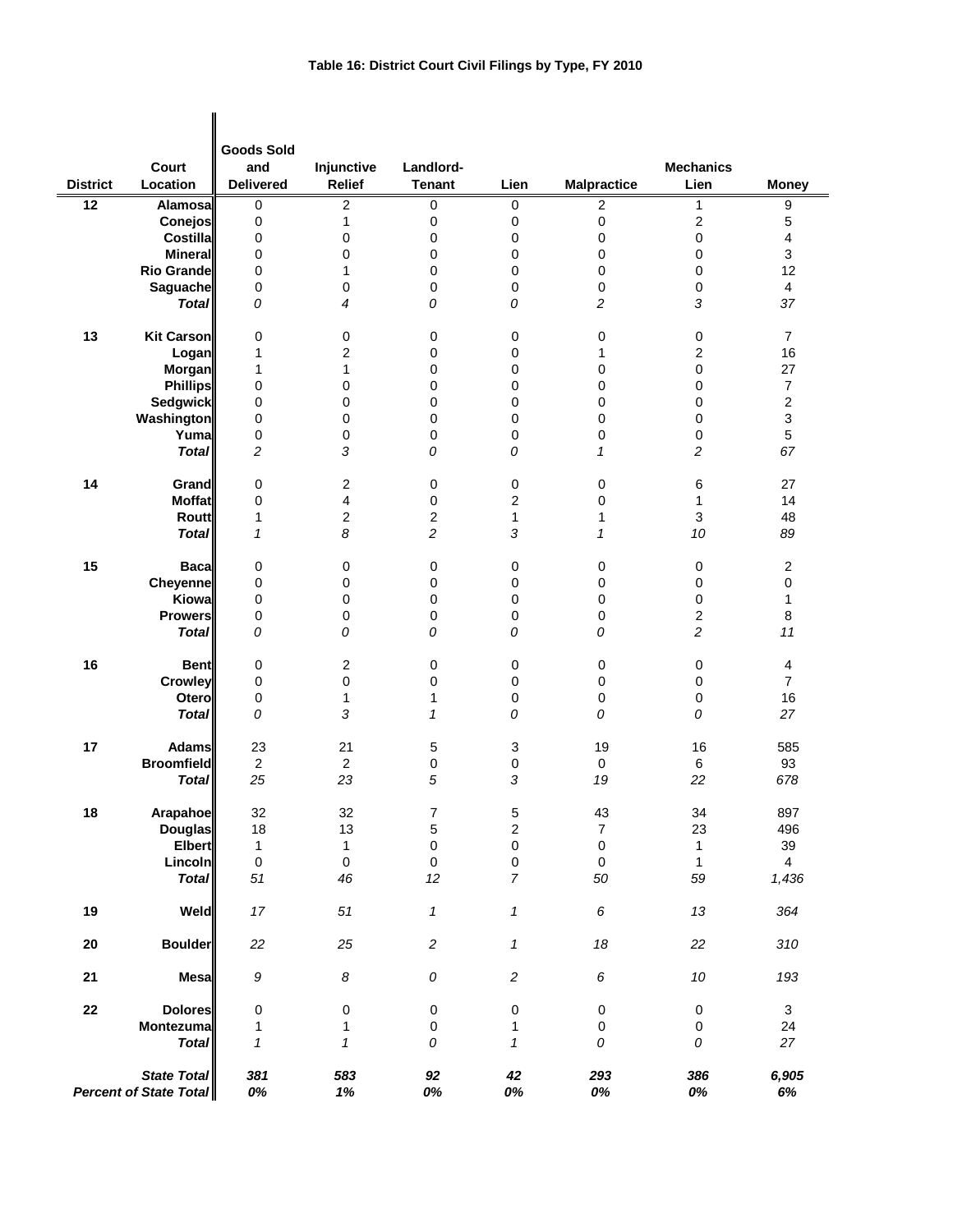**Table 16: District Court Civil Filings by Type, FY 2010**

| District | Court Location | Goods Sold and Delivered | Injunctive Relief | Landlord-Tenant | Lien | Malpractice | Mechanics Lien | Money |
|---|---|---|---|---|---|---|---|---|
| 12 | Alamosa | 0 | 2 | 0 | 0 | 2 | 1 | 9 |
| | Conejos | 0 | 1 | 0 | 0 | 0 | 2 | 5 |
| | Costilla | 0 | 0 | 0 | 0 | 0 | 0 | 4 |
| | Mineral | 0 | 0 | 0 | 0 | 0 | 0 | 3 |
| | Rio Grande | 0 | 1 | 0 | 0 | 0 | 0 | 12 |
| | Saguache | 0 | 0 | 0 | 0 | 0 | 0 | 4 |
| | ***Total*** | *0* | *4* | *0* | *0* | *2* | *3* | *37* |
| 13 | Kit Carson | 0 | 0 | 0 | 0 | 0 | 0 | 7 |
| | Logan | 1 | 2 | 0 | 0 | 1 | 2 | 16 |
| | Morgan | 1 | 1 | 0 | 0 | 0 | 0 | 27 |
| | Phillips | 0 | 0 | 0 | 0 | 0 | 0 | 7 |
| | Sedgwick | 0 | 0 | 0 | 0 | 0 | 0 | 2 |
| | Washington | 0 | 0 | 0 | 0 | 0 | 0 | 3 |
| | Yuma | 0 | 0 | 0 | 0 | 0 | 0 | 5 |
| | ***Total*** | *2* | *3* | *0* | *0* | *1* | *2* | *67* |
| 14 | Grand | 0 | 2 | 0 | 0 | 0 | 6 | 27 |
| | Moffat | 0 | 4 | 0 | 2 | 0 | 1 | 14 |
| | Routt | 1 | 2 | 2 | 1 | 1 | 3 | 48 |
| | ***Total*** | *1* | *8* | *2* | *3* | *1* | *10* | *89* |
| 15 | Baca | 0 | 0 | 0 | 0 | 0 | 0 | 2 |
| | Cheyenne | 0 | 0 | 0 | 0 | 0 | 0 | 0 |
| | Kiowa | 0 | 0 | 0 | 0 | 0 | 0 | 1 |
| | Prowers | 0 | 0 | 0 | 0 | 0 | 2 | 8 |
| | ***Total*** | *0* | *0* | *0* | *0* | *0* | *2* | *11* |
| 16 | Bent | 0 | 2 | 0 | 0 | 0 | 0 | 4 |
| | Crowley | 0 | 0 | 0 | 0 | 0 | 0 | 7 |
| | Otero | 0 | 1 | 1 | 0 | 0 | 0 | 16 |
| | ***Total*** | *0* | *3* | *1* | *0* | *0* | *0* | *27* |
| 17 | Adams | 23 | 21 | 5 | 3 | 19 | 16 | 585 |
| | Broomfield | 2 | 2 | 0 | 0 | 0 | 6 | 93 |
| | ***Total*** | *25* | *23* | *5* | *3* | *19* | *22* | *678* |
| 18 | Arapahoe | 32 | 32 | 7 | 5 | 43 | 34 | 897 |
| | Douglas | 18 | 13 | 5 | 2 | 7 | 23 | 496 |
| | Elbert | 1 | 1 | 0 | 0 | 0 | 1 | 39 |
| | Lincoln | 0 | 0 | 0 | 0 | 0 | 1 | 4 |
| | ***Total*** | *51* | *46* | *12* | *7* | *50* | *59* | *1,436* |
| 19 | Weld | *17* | *51* | *1* | *1* | *6* | *13* | *364* |
| 20 | Boulder | *22* | *25* | *2* | *1* | *18* | *22* | *310* |
| 21 | Mesa | *9* | *8* | *0* | *2* | *6* | *10* | *193* |
| 22 | Dolores | 0 | 0 | 0 | 0 | 0 | 0 | 3 |
| | Montezuma | 1 | 1 | 0 | 1 | 0 | 0 | 24 |
| | ***Total*** | *1* | *1* | *0* | *1* | *0* | *0* | *27* |
| | ***State Total*** | ***381*** | ***583*** | ***92*** | ***42*** | ***293*** | ***386*** | ***6,905*** |
| | ***Percent of State Total*** | ***0%*** | ***1%*** | ***0%*** | ***0%*** | ***0%*** | ***0%*** | ***6%*** |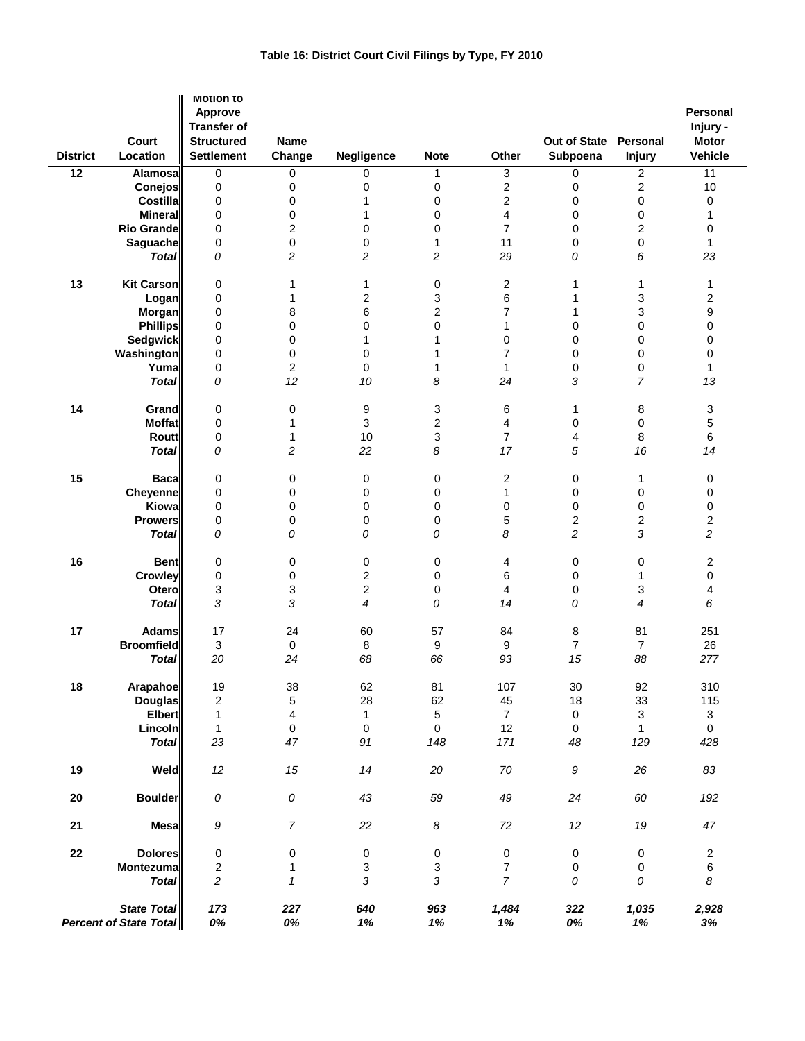# Table 16: District Court Civil Filings by Type, FY 2010

| District | Court Location | Motion to Approve Transfer of Structured Settlement | Name Change | Negligence | Note | Other | Out of State Subpoena | Personal Injury | Personal Injury - Motor Vehicle |
|---|---|---|---|---|---|---|---|---|---|
| 12 | Alamosa | 0 | 0 | 0 | 1 | 3 | 0 | 2 | 11 |
| | Conejos | 0 | 0 | 0 | 0 | 2 | 0 | 2 | 10 |
| | Costilla | 0 | 0 | 1 | 0 | 2 | 0 | 0 | 0 |
| | Mineral | 0 | 0 | 1 | 0 | 4 | 0 | 0 | 1 |
| | Rio Grande | 0 | 2 | 0 | 0 | 7 | 0 | 2 | 0 |
| | Saguache | 0 | 0 | 0 | 1 | 11 | 0 | 0 | 1 |
| | *Total* | *0* | *2* | *2* | *2* | *29* | *0* | *6* | *23* |
| 13 | Kit Carson | 0 | 1 | 1 | 0 | 2 | 1 | 1 | 1 |
| | Logan | 0 | 1 | 2 | 3 | 6 | 1 | 3 | 2 |
| | Morgan | 0 | 8 | 6 | 2 | 7 | 1 | 3 | 9 |
| | Phillips | 0 | 0 | 0 | 0 | 1 | 0 | 0 | 0 |
| | Sedgwick | 0 | 0 | 1 | 1 | 0 | 0 | 0 | 0 |
| | Washington | 0 | 0 | 0 | 1 | 7 | 0 | 0 | 0 |
| | Yuma | 0 | 2 | 0 | 1 | 1 | 0 | 0 | 1 |
| | *Total* | *0* | *12* | *10* | *8* | *24* | *3* | *7* | *13* |
| 14 | Grand | 0 | 0 | 9 | 3 | 6 | 1 | 8 | 3 |
| | Moffat | 0 | 1 | 3 | 2 | 4 | 0 | 0 | 5 |
| | Routt | 0 | 1 | 10 | 3 | 7 | 4 | 8 | 6 |
| | *Total* | *0* | *2* | *22* | *8* | *17* | *5* | *16* | *14* |
| 15 | Baca | 0 | 0 | 0 | 0 | 2 | 0 | 1 | 0 |
| | Cheyenne | 0 | 0 | 0 | 0 | 1 | 0 | 0 | 0 |
| | Kiowa | 0 | 0 | 0 | 0 | 0 | 0 | 0 | 0 |
| | Prowers | 0 | 0 | 0 | 0 | 5 | 2 | 2 | 2 |
| | *Total* | *0* | *0* | *0* | *0* | *8* | *2* | *3* | *2* |
| 16 | Bent | 0 | 0 | 0 | 0 | 4 | 0 | 0 | 2 |
| | Crowley | 0 | 0 | 2 | 0 | 6 | 0 | 1 | 0 |
| | Otero | 3 | 3 | 2 | 0 | 4 | 0 | 3 | 4 |
| | *Total* | *3* | *3* | *4* | *0* | *14* | *0* | *4* | *6* |
| 17 | Adams | 17 | 24 | 60 | 57 | 84 | 8 | 81 | 251 |
| | Broomfield | 3 | 0 | 8 | 9 | 9 | 7 | 7 | 26 |
| | *Total* | *20* | *24* | *68* | *66* | *93* | *15* | *88* | *277* |
| 18 | Arapahoe | 19 | 38 | 62 | 81 | 107 | 30 | 92 | 310 |
| | Douglas | 2 | 5 | 28 | 62 | 45 | 18 | 33 | 115 |
| | Elbert | 1 | 4 | 1 | 5 | 7 | 0 | 3 | 3 |
| | Lincoln | 1 | 0 | 0 | 0 | 12 | 0 | 1 | 0 |
| | *Total* | *23* | *47* | *91* | *148* | *171* | *48* | *129* | *428* |
| 19 | Weld | *12* | *15* | *14* | *20* | *70* | *9* | *26* | *83* |
| 20 | Boulder | *0* | *0* | *43* | *59* | *49* | *24* | *60* | *192* |
| 21 | Mesa | *9* | *7* | *22* | *8* | *72* | *12* | *19* | *47* |
| 22 | Dolores | 0 | 0 | 0 | 0 | 0 | 0 | 0 | 2 |
| | Montezuma | 2 | 1 | 3 | 3 | 7 | 0 | 0 | 6 |
| | *Total* | *2* | *1* | *3* | *3* | *7* | *0* | *0* | *8* |
| | ***State Total*** | ***173*** | ***227*** | ***640*** | ***963*** | ***1,484*** | ***322*** | ***1,035*** | ***2,928*** |
| | ***Percent of State Total*** | ***0%*** | ***0%*** | ***1%*** | ***1%*** | ***1%*** | ***0%*** | ***1%*** | ***3%*** |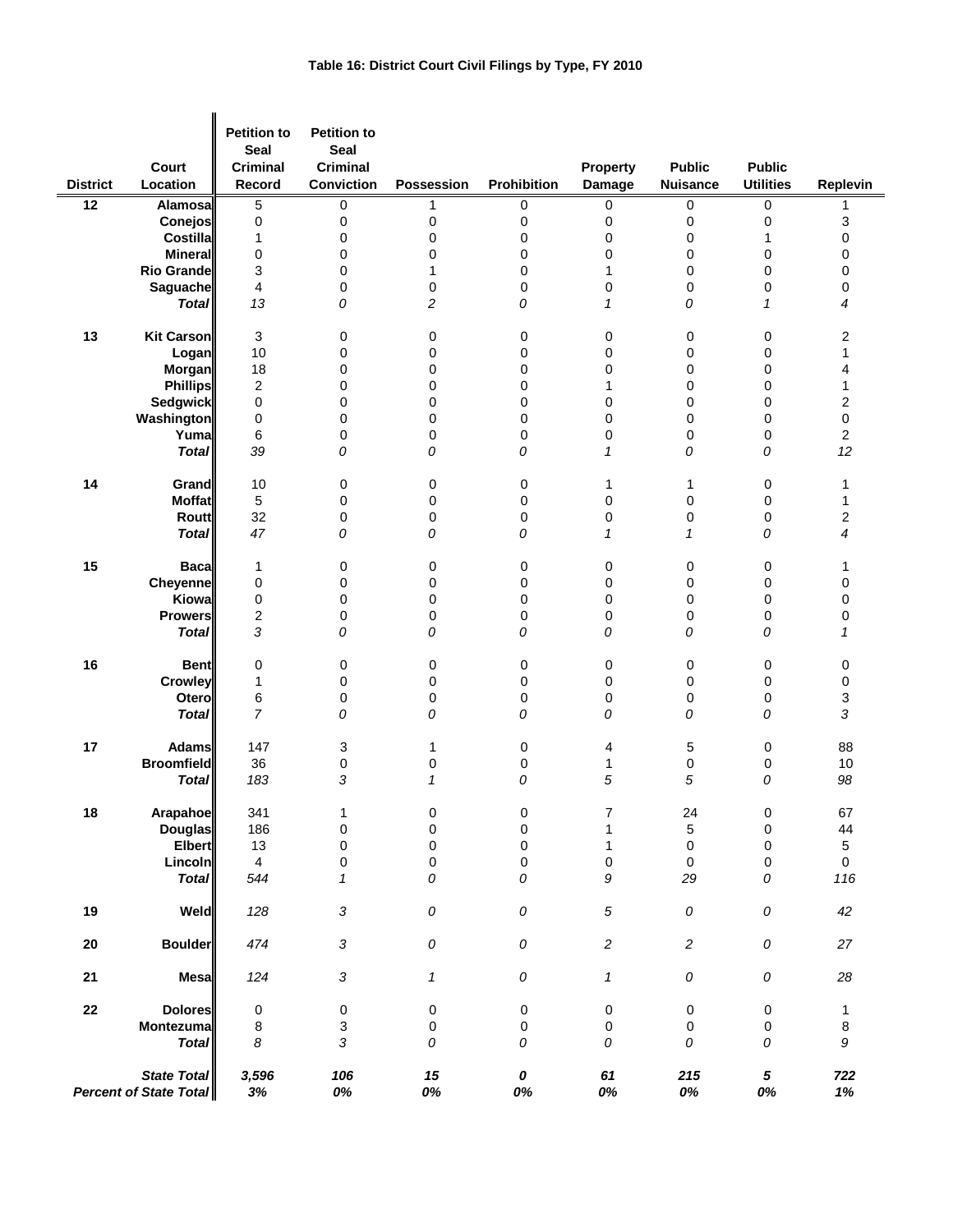**Table 16: District Court Civil Filings by Type, FY 2010**

| District | Court Location | Petition to Seal Criminal Record | Petition to Seal Criminal Conviction | Possession | Prohibition | Property Damage | Public Nuisance | Public Utilities | Replevin |
|---|---|---|---|---|---|---|---|---|---|
| 12 | Alamosa | 5 | 0 | 1 | 0 | 0 | 0 | 0 | 1 |
| | Conejos | 0 | 0 | 0 | 0 | 0 | 0 | 0 | 3 |
| | Costilla | 1 | 0 | 0 | 0 | 0 | 0 | 1 | 0 |
| | Mineral | 0 | 0 | 0 | 0 | 0 | 0 | 0 | 0 |
| | Rio Grande | 3 | 0 | 1 | 0 | 1 | 0 | 0 | 0 |
| | Saguache | 4 | 0 | 0 | 0 | 0 | 0 | 0 | 0 |
| | *Total* | *13* | *0* | *2* | *0* | *1* | *0* | *1* | *4* |
| 13 | Kit Carson | 3 | 0 | 0 | 0 | 0 | 0 | 0 | 2 |
| | Logan | 10 | 0 | 0 | 0 | 0 | 0 | 0 | 1 |
| | Morgan | 18 | 0 | 0 | 0 | 0 | 0 | 0 | 4 |
| | Phillips | 2 | 0 | 0 | 0 | 1 | 0 | 0 | 1 |
| | Sedgwick | 0 | 0 | 0 | 0 | 0 | 0 | 0 | 2 |
| | Washington | 0 | 0 | 0 | 0 | 0 | 0 | 0 | 0 |
| | Yuma | 6 | 0 | 0 | 0 | 0 | 0 | 0 | 2 |
| | *Total* | *39* | *0* | *0* | *0* | *1* | *0* | *0* | *12* |
| 14 | Grand | 10 | 0 | 0 | 0 | 1 | 1 | 0 | 1 |
| | Moffat | 5 | 0 | 0 | 0 | 0 | 0 | 0 | 1 |
| | Routt | 32 | 0 | 0 | 0 | 0 | 0 | 0 | 2 |
| | *Total* | *47* | *0* | *0* | *0* | *1* | *1* | *0* | *4* |
| 15 | Baca | 1 | 0 | 0 | 0 | 0 | 0 | 0 | 1 |
| | Cheyenne | 0 | 0 | 0 | 0 | 0 | 0 | 0 | 0 |
| | Kiowa | 0 | 0 | 0 | 0 | 0 | 0 | 0 | 0 |
| | Prowers | 2 | 0 | 0 | 0 | 0 | 0 | 0 | 0 |
| | *Total* | *3* | *0* | *0* | *0* | *0* | *0* | *0* | *1* |
| 16 | Bent | 0 | 0 | 0 | 0 | 0 | 0 | 0 | 0 |
| | Crowley | 1 | 0 | 0 | 0 | 0 | 0 | 0 | 0 |
| | Otero | 6 | 0 | 0 | 0 | 0 | 0 | 0 | 3 |
| | *Total* | *7* | *0* | *0* | *0* | *0* | *0* | *0* | *3* |
| 17 | Adams | 147 | 3 | 1 | 0 | 4 | 5 | 0 | 88 |
| | Broomfield | 36 | 0 | 0 | 0 | 1 | 0 | 0 | 10 |
| | *Total* | *183* | *3* | *1* | *0* | *5* | *5* | *0* | *98* |
| 18 | Arapahoe | 341 | 1 | 0 | 0 | 7 | 24 | 0 | 67 |
| | Douglas | 186 | 0 | 0 | 0 | 1 | 5 | 0 | 44 |
| | Elbert | 13 | 0 | 0 | 0 | 1 | 0 | 0 | 5 |
| | Lincoln | 4 | 0 | 0 | 0 | 0 | 0 | 0 | 0 |
| | *Total* | *544* | *1* | *0* | *0* | *9* | *29* | *0* | *116* |
| 19 | Weld | *128* | *3* | *0* | *0* | *5* | *0* | *0* | *42* |
| 20 | Boulder | *474* | *3* | *0* | *0* | *2* | *2* | *0* | *27* |
| 21 | Mesa | *124* | *3* | *1* | *0* | *1* | *0* | *0* | *28* |
| 22 | Dolores | 0 | 0 | 0 | 0 | 0 | 0 | 0 | 1 |
| | Montezuma | 8 | 3 | 0 | 0 | 0 | 0 | 0 | 8 |
| | *Total* | *8* | *3* | *0* | *0* | *0* | *0* | *0* | *9* |
| | ***State Total*** | ***3,596*** | ***106*** | ***15*** | ***0*** | ***61*** | ***215*** | ***5*** | ***722*** |
| | ***Percent of State Total*** | ***3%*** | ***0%*** | ***0%*** | ***0%*** | ***0%*** | ***0%*** | ***0%*** | ***1%*** |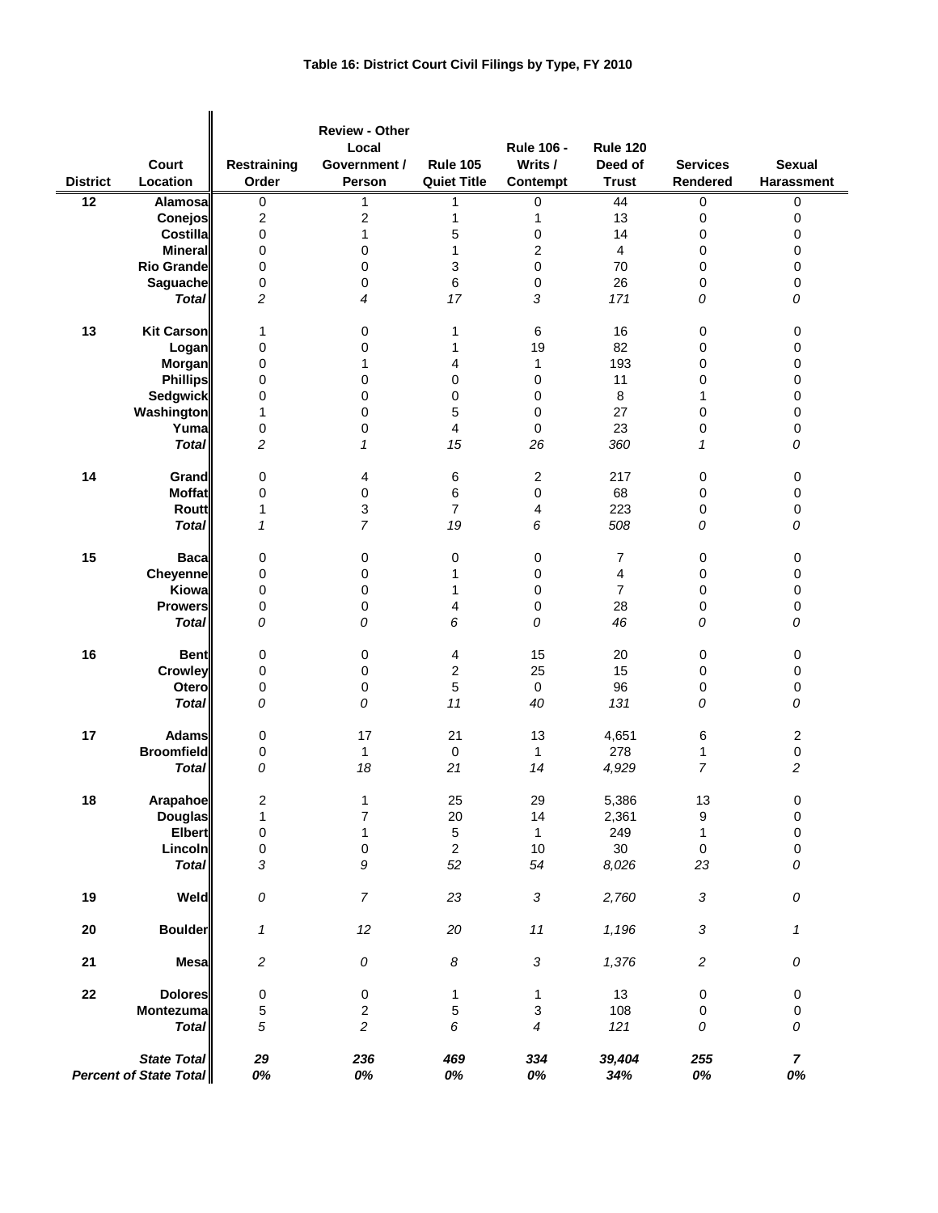# Table 16: District Court Civil Filings by Type, FY 2010

| District | Court Location | Restraining Order | Review - Other Local Government / Person | Rule 105 Quiet Title | Rule 106 - Writs / Contempt | Rule 120 Deed of Trust | Services Rendered | Sexual Harassment |
|---|---|---|---|---|---|---|---|---|
| 12 | Alamosa | 0 | 1 | 1 | 0 | 44 | 0 | 0 |
| | Conejos | 2 | 2 | 1 | 1 | 13 | 0 | 0 |
| | Costilla | 0 | 1 | 5 | 0 | 14 | 0 | 0 |
| | Mineral | 0 | 0 | 1 | 2 | 4 | 0 | 0 |
| | Rio Grande | 0 | 0 | 3 | 0 | 70 | 0 | 0 |
| | Saguache | 0 | 0 | 6 | 0 | 26 | 0 | 0 |
| | *Total* | *2* | *4* | *17* | *3* | *171* | *0* | *0* |
| 13 | Kit Carson | 1 | 0 | 1 | 6 | 16 | 0 | 0 |
| | Logan | 0 | 0 | 1 | 19 | 82 | 0 | 0 |
| | Morgan | 0 | 1 | 4 | 1 | 193 | 0 | 0 |
| | Phillips | 0 | 0 | 0 | 0 | 11 | 0 | 0 |
| | Sedgwick | 0 | 0 | 0 | 0 | 8 | 1 | 0 |
| | Washington | 1 | 0 | 5 | 0 | 27 | 0 | 0 |
| | Yuma | 0 | 0 | 4 | 0 | 23 | 0 | 0 |
| | *Total* | *2* | *1* | *15* | *26* | *360* | *1* | *0* |
| 14 | Grand | 0 | 4 | 6 | 2 | 217 | 0 | 0 |
| | Moffat | 0 | 0 | 6 | 0 | 68 | 0 | 0 |
| | Routt | 1 | 3 | 7 | 4 | 223 | 0 | 0 |
| | *Total* | *1* | *7* | *19* | *6* | *508* | *0* | *0* |
| 15 | Baca | 0 | 0 | 0 | 0 | 7 | 0 | 0 |
| | Cheyenne | 0 | 0 | 1 | 0 | 4 | 0 | 0 |
| | Kiowa | 0 | 0 | 1 | 0 | 7 | 0 | 0 |
| | Prowers | 0 | 0 | 4 | 0 | 28 | 0 | 0 |
| | *Total* | *0* | *0* | *6* | *0* | *46* | *0* | *0* |
| 16 | Bent | 0 | 0 | 4 | 15 | 20 | 0 | 0 |
| | Crowley | 0 | 0 | 2 | 25 | 15 | 0 | 0 |
| | Otero | 0 | 0 | 5 | 0 | 96 | 0 | 0 |
| | *Total* | *0* | *0* | *11* | *40* | *131* | *0* | *0* |
| 17 | Adams | 0 | 17 | 21 | 13 | 4,651 | 6 | 2 |
| | Broomfield | 0 | 1 | 0 | 1 | 278 | 1 | 0 |
| | *Total* | *0* | *18* | *21* | *14* | *4,929* | *7* | *2* |
| 18 | Arapahoe | 2 | 1 | 25 | 29 | 5,386 | 13 | 0 |
| | Douglas | 1 | 7 | 20 | 14 | 2,361 | 9 | 0 |
| | Elbert | 0 | 1 | 5 | 1 | 249 | 1 | 0 |
| | Lincoln | 0 | 0 | 2 | 10 | 30 | 0 | 0 |
| | *Total* | *3* | *9* | *52* | *54* | *8,026* | *23* | *0* |
| 19 | Weld | *0* | *7* | *23* | *3* | *2,760* | *3* | *0* |
| 20 | Boulder | *1* | *12* | *20* | *11* | *1,196* | *3* | *1* |
| 21 | Mesa | *2* | *0* | *8* | *3* | *1,376* | *2* | *0* |
| 22 | Dolores | 0 | 0 | 1 | 1 | 13 | 0 | 0 |
| | Montezuma | 5 | 2 | 5 | 3 | 108 | 0 | 0 |
| | *Total* | *5* | *2* | *6* | *4* | *121* | *0* | *0* |
| | ***State Total*** | ***29*** | ***236*** | ***469*** | ***334*** | ***39,404*** | ***255*** | ***7*** |
| | ***Percent of State Total*** | ***0%*** | ***0%*** | ***0%*** | ***0%*** | ***34%*** | ***0%*** | ***0%*** |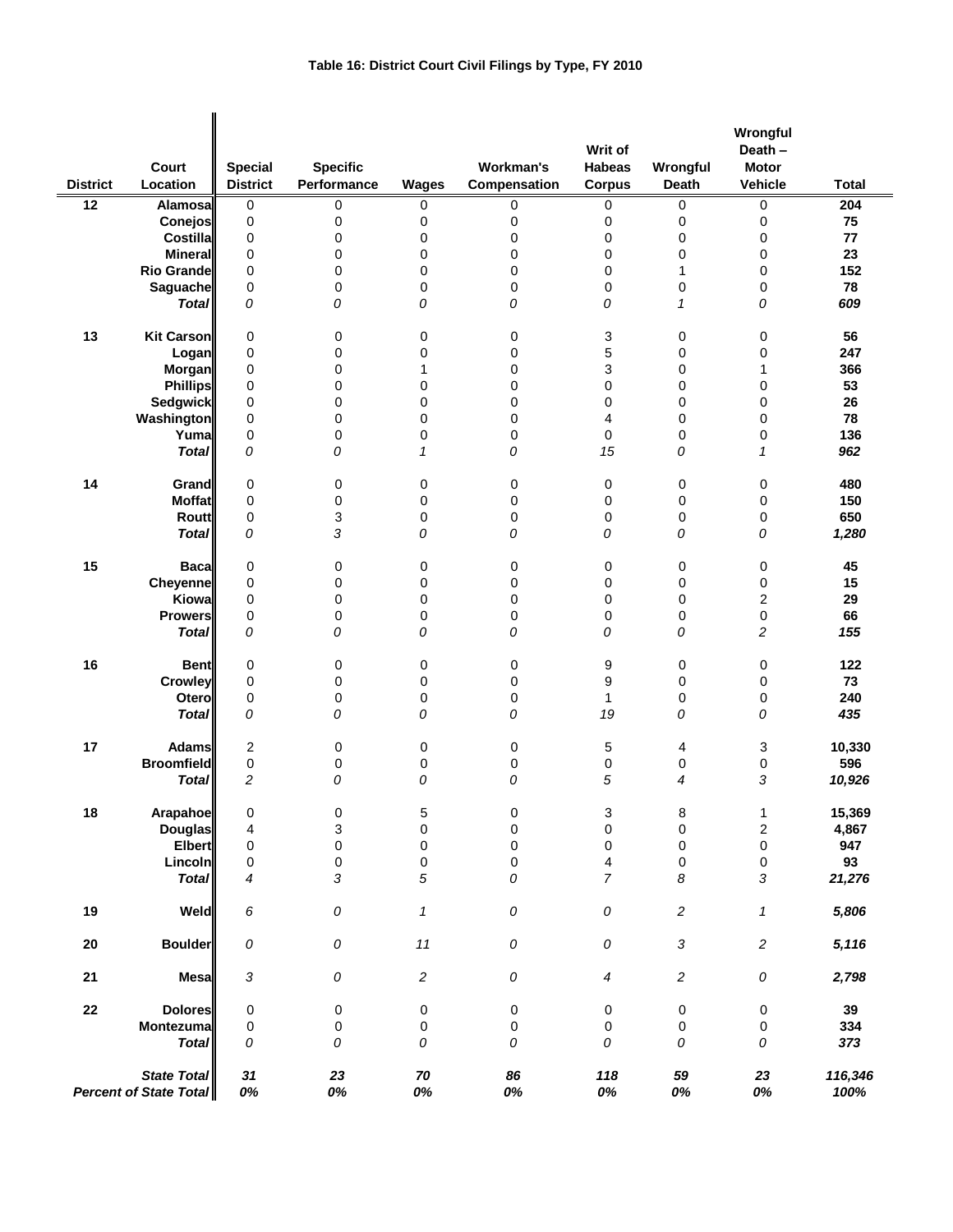# Table 16: District Court Civil Filings by Type, FY 2010

| District | Court Location | Special District | Specific Performance | Wages | Workman's Compensation | Writ of Habeas Corpus | Wrongful Death | Wrongful Death – Motor Vehicle | Total |
|---|---|---|---|---|---|---|---|---|---|
| 12 | Alamosa | 0 | 0 | 0 | 0 | 0 | 0 | 0 | **204** |
| | Conejos | 0 | 0 | 0 | 0 | 0 | 0 | 0 | **75** |
| | Costilla | 0 | 0 | 0 | 0 | 0 | 0 | 0 | **77** |
| | Mineral | 0 | 0 | 0 | 0 | 0 | 0 | 0 | **23** |
| | Rio Grande | 0 | 0 | 0 | 0 | 0 | 1 | 0 | **152** |
| | Saguache | 0 | 0 | 0 | 0 | 0 | 0 | 0 | **78** |
| | ***Total*** | *0* | *0* | *0* | *0* | *0* | *1* | *0* | ***609*** |
| 13 | Kit Carson | 0 | 0 | 0 | 0 | 3 | 0 | 0 | **56** |
| | Logan | 0 | 0 | 0 | 0 | 5 | 0 | 0 | **247** |
| | Morgan | 0 | 0 | 1 | 0 | 3 | 0 | 1 | **366** |
| | Phillips | 0 | 0 | 0 | 0 | 0 | 0 | 0 | **53** |
| | Sedgwick | 0 | 0 | 0 | 0 | 0 | 0 | 0 | **26** |
| | Washington | 0 | 0 | 0 | 0 | 4 | 0 | 0 | **78** |
| | Yuma | 0 | 0 | 0 | 0 | 0 | 0 | 0 | **136** |
| | ***Total*** | *0* | *0* | *1* | *0* | *15* | *0* | *1* | ***962*** |
| 14 | Grand | 0 | 0 | 0 | 0 | 0 | 0 | 0 | **480** |
| | Moffat | 0 | 0 | 0 | 0 | 0 | 0 | 0 | **150** |
| | Routt | 0 | 3 | 0 | 0 | 0 | 0 | 0 | **650** |
| | ***Total*** | *0* | *3* | *0* | *0* | *0* | *0* | *0* | ***1,280*** |
| 15 | Baca | 0 | 0 | 0 | 0 | 0 | 0 | 0 | **45** |
| | Cheyenne | 0 | 0 | 0 | 0 | 0 | 0 | 0 | **15** |
| | Kiowa | 0 | 0 | 0 | 0 | 0 | 0 | 2 | **29** |
| | Prowers | 0 | 0 | 0 | 0 | 0 | 0 | 0 | **66** |
| | ***Total*** | *0* | *0* | *0* | *0* | *0* | *0* | *2* | ***155*** |
| 16 | Bent | 0 | 0 | 0 | 0 | 9 | 0 | 0 | **122** |
| | Crowley | 0 | 0 | 0 | 0 | 9 | 0 | 0 | **73** |
| | Otero | 0 | 0 | 0 | 0 | 1 | 0 | 0 | **240** |
| | ***Total*** | *0* | *0* | *0* | *0* | *19* | *0* | *0* | ***435*** |
| 17 | Adams | 2 | 0 | 0 | 0 | 5 | 4 | 3 | **10,330** |
| | Broomfield | 0 | 0 | 0 | 0 | 0 | 0 | 0 | **596** |
| | ***Total*** | *2* | *0* | *0* | *0* | *5* | *4* | *3* | ***10,926*** |
| 18 | Arapahoe | 0 | 0 | 5 | 0 | 3 | 8 | 1 | **15,369** |
| | Douglas | 4 | 3 | 0 | 0 | 0 | 0 | 2 | **4,867** |
| | Elbert | 0 | 0 | 0 | 0 | 0 | 0 | 0 | **947** |
| | Lincoln | 0 | 0 | 0 | 0 | 4 | 0 | 0 | **93** |
| | ***Total*** | *4* | *3* | *5* | *0* | *7* | *8* | *3* | ***21,276*** |
| 19 | Weld | *6* | *0* | *1* | *0* | *0* | *2* | *1* | ***5,806*** |
| 20 | Boulder | *0* | *0* | *11* | *0* | *0* | *3* | *2* | ***5,116*** |
| 21 | Mesa | *3* | *0* | *2* | *0* | *4* | *2* | *0* | ***2,798*** |
| 22 | Dolores | 0 | 0 | 0 | 0 | 0 | 0 | 0 | **39** |
| | Montezuma | 0 | 0 | 0 | 0 | 0 | 0 | 0 | **334** |
| | ***Total*** | *0* | *0* | *0* | *0* | *0* | *0* | *0* | ***373*** |
| | ***State Total*** | ***31*** | ***23*** | ***70*** | ***86*** | ***118*** | ***59*** | ***23*** | ***116,346*** |
| | ***Percent of State Total*** | ***0%*** | ***0%*** | ***0%*** | ***0%*** | ***0%*** | ***0%*** | ***0%*** | ***100%*** |